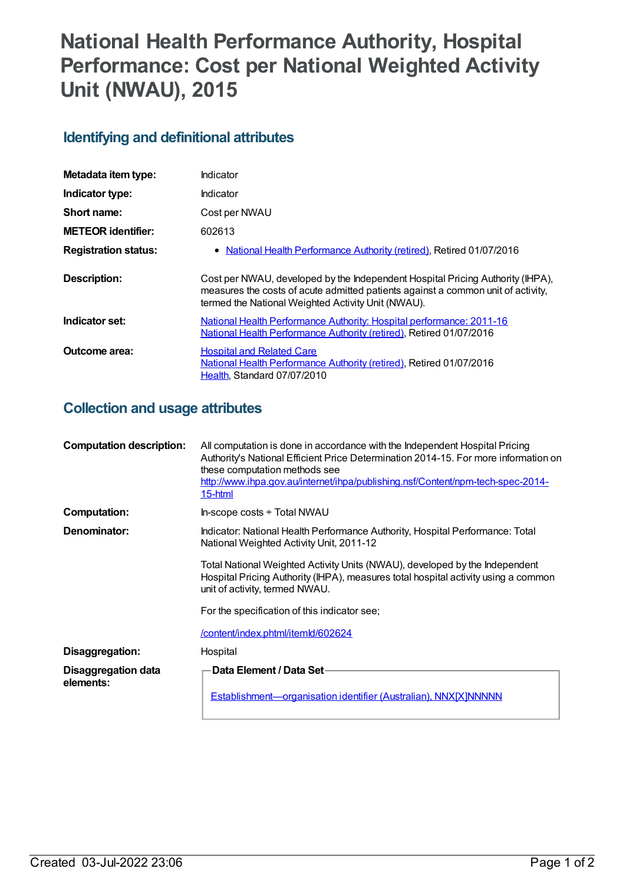# National Health Performance Authority, Hospital Performance: Cost per National Weighted Activity Unit (NWAU), 2015

## Identifying and definitional attributes

| | |
|---|---|
| **Metadata item type:** | Indicator |
| **Indicator type:** | Indicator |
| **Short name:** | Cost per NWAU |
| **METEOR identifier:** | 602613 |
| **Registration status:** | • National Health Performance Authority (retired), Retired 01/07/2016 |
| **Description:** | Cost per NWAU, developed by the Independent Hospital Pricing Authority (IHPA), measures the costs of acute admitted patients against a common unit of activity, termed the National Weighted Activity Unit (NWAU). |
| **Indicator set:** | National Health Performance Authority: Hospital performance: 2011-16<br>National Health Performance Authority (retired), Retired 01/07/2016 |
| **Outcome area:** | Hospital and Related Care<br>National Health Performance Authority (retired), Retired 01/07/2016<br>Health, Standard 07/07/2010 |

## Collection and usage attributes

| | |
|---|---|
| **Computation description:** | All computation is done in accordance with the Independent Hospital Pricing Authority's National Efficient Price Determination 2014-15. For more information on these computation methods see http://www.ihpa.gov.au/internet/ihpa/publishing.nsf/Content/npm-tech-spec-2014-15-html |
| **Computation:** | In-scope costs ÷ Total NWAU |
| **Denominator:** | Indicator: National Health Performance Authority, Hospital Performance: Total National Weighted Activity Unit, 2011-12<br><br>Total National Weighted Activity Units (NWAU), developed by the Independent Hospital Pricing Authority (IHPA), measures total hospital activity using a common unit of activity, termed NWAU.<br><br>For the specification of this indicator see;<br><br>/content/index.phtml/itemId/602624 |
| **Disaggregation:** | Hospital |
| **Disaggregation data elements:** | **Data Element / Data Set**<br><br>Establishment—organisation identifier (Australian), NNX[X]NNNNN |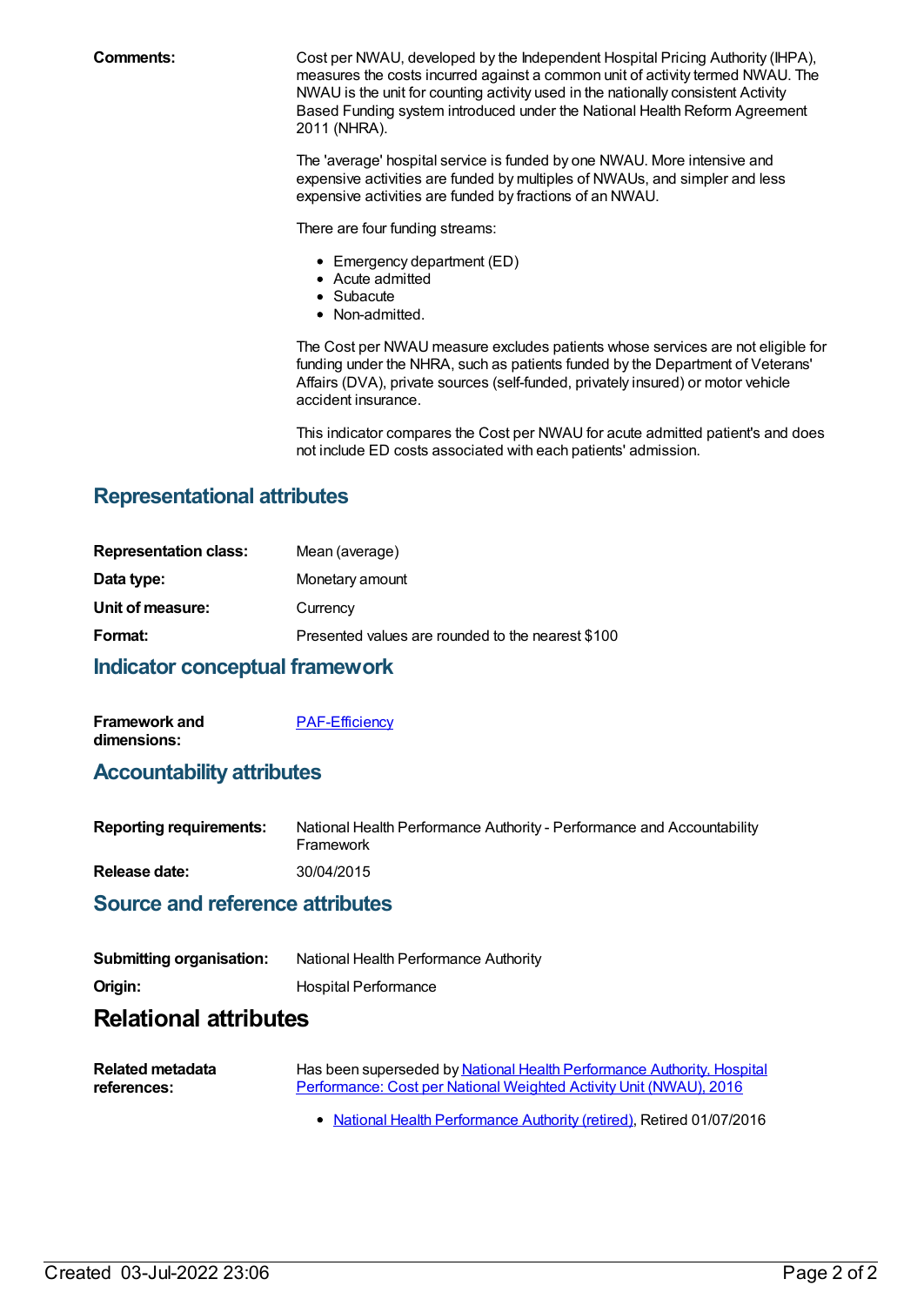**Comments:**

Cost per NWAU, developed by the Independent Hospital Pricing Authority (IHPA), measures the costs incurred against a common unit of activity termed NWAU. The NWAU is the unit for counting activity used in the nationally consistent Activity Based Funding system introduced under the National Health Reform Agreement 2011 (NHRA).

The 'average' hospital service is funded by one NWAU. More intensive and expensive activities are funded by multiples of NWAUs, and simpler and less expensive activities are funded by fractions of an NWAU.

There are four funding streams:

- Emergency department (ED)
- Acute admitted
- Subacute
- Non-admitted.

The Cost per NWAU measure excludes patients whose services are not eligible for funding under the NHRA, such as patients funded by the Department of Veterans' Affairs (DVA), private sources (self-funded, privately insured) or motor vehicle accident insurance.

This indicator compares the Cost per NWAU for acute admitted patient's and does not include ED costs associated with each patients' admission.

## Representational attributes

**Representation class:** Mean (average)

**Data type:** Monetary amount

**Unit of measure:** Currency

**Format:** Presented values are rounded to the nearest $100

## Indicator conceptual framework

**Framework and dimensions:** PAF-Efficiency

## Accountability attributes

**Reporting requirements:** National Health Performance Authority - Performance and Accountability Framework

**Release date:** 30/04/2015

## Source and reference attributes

**Submitting organisation:** National Health Performance Authority

**Origin:** Hospital Performance

# Relational attributes

**Related metadata references:**

Has been superseded by National Health Performance Authority, Hospital Performance: Cost per National Weighted Activity Unit (NWAU), 2016

- National Health Performance Authority (retired), Retired 01/07/2016